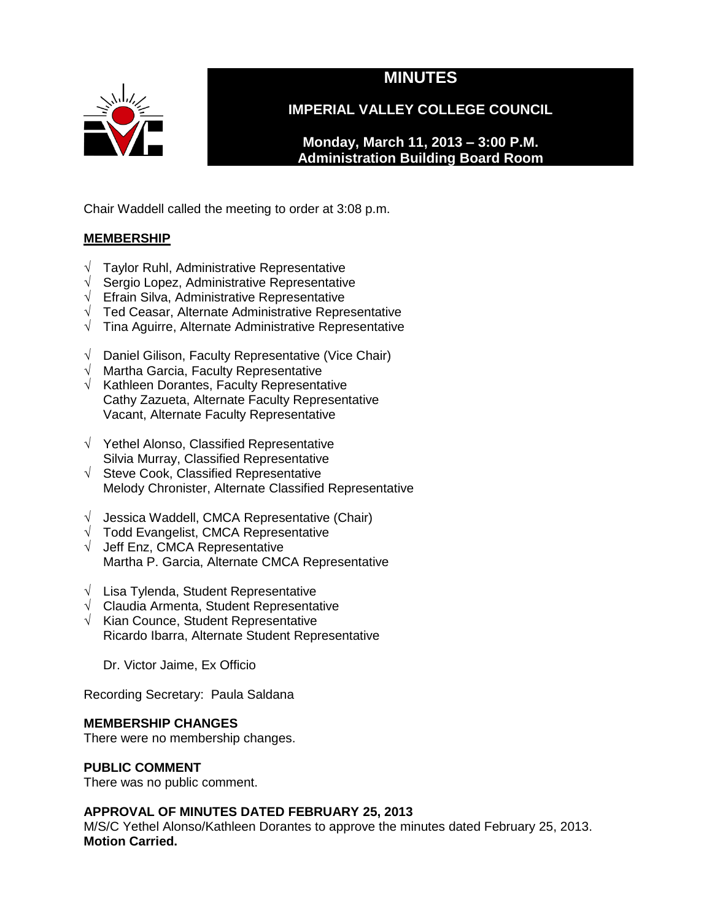# MINUTES

## IMPERIAL VALLEY COLLEGE COUNCIL

**Monday, March 11, 2013 – 3:00 P.M.**
**Administration Building Board Room**

Chair Waddell called the meeting to order at 3:08 p.m.

**MEMBERSHIP**

√ Taylor Ruhl, Administrative Representative
√ Sergio Lopez, Administrative Representative
√ Efrain Silva, Administrative Representative
√ Ted Ceasar, Alternate Administrative Representative
√ Tina Aguirre, Alternate Administrative Representative

√ Daniel Gilison, Faculty Representative (Vice Chair)
√ Martha Garcia, Faculty Representative
√ Kathleen Dorantes, Faculty Representative
Cathy Zazueta, Alternate Faculty Representative
Vacant, Alternate Faculty Representative

√ Yethel Alonso, Classified Representative
Silvia Murray, Classified Representative
√ Steve Cook, Classified Representative
Melody Chronister, Alternate Classified Representative

√ Jessica Waddell, CMCA Representative (Chair)
√ Todd Evangelist, CMCA Representative
√ Jeff Enz, CMCA Representative
Martha P. Garcia, Alternate CMCA Representative

√ Lisa Tylenda, Student Representative
√ Claudia Armenta, Student Representative
√ Kian Counce, Student Representative
Ricardo Ibarra, Alternate Student Representative

Dr. Victor Jaime, Ex Officio

Recording Secretary: Paula Saldana

**MEMBERSHIP CHANGES**

There were no membership changes.

**PUBLIC COMMENT**

There was no public comment.

**APPROVAL OF MINUTES DATED FEBRUARY 25, 2013**

M/S/C Yethel Alonso/Kathleen Dorantes to approve the minutes dated February 25, 2013.
**Motion Carried.**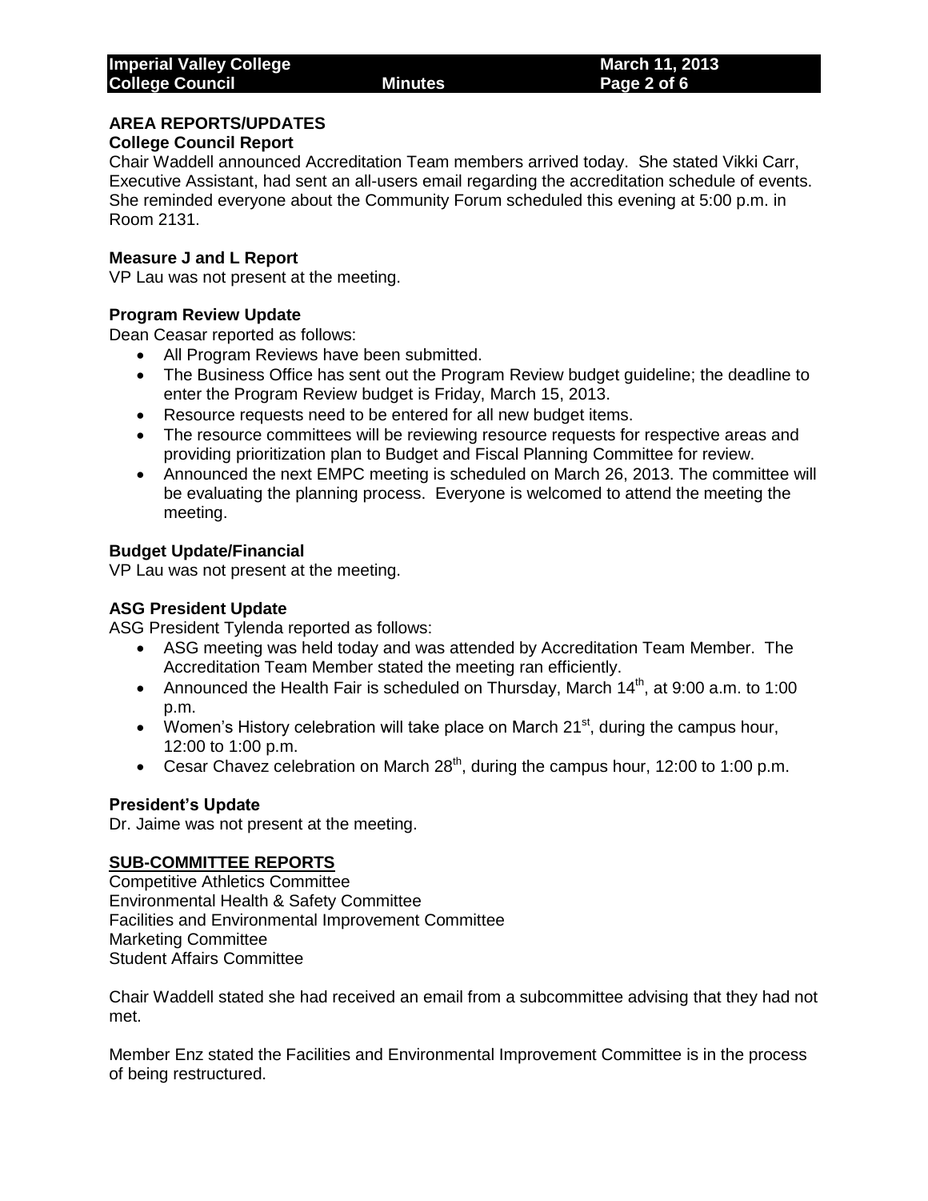## AREA REPORTS/UPDATES

### College Council Report

Chair Waddell announced Accreditation Team members arrived today. She stated Vikki Carr, Executive Assistant, had sent an all-users email regarding the accreditation schedule of events. She reminded everyone about the Community Forum scheduled this evening at 5:00 p.m. in Room 2131.

### Measure J and L Report

VP Lau was not present at the meeting.

### Program Review Update

Dean Ceasar reported as follows:

- All Program Reviews have been submitted.
- The Business Office has sent out the Program Review budget guideline; the deadline to enter the Program Review budget is Friday, March 15, 2013.
- Resource requests need to be entered for all new budget items.
- The resource committees will be reviewing resource requests for respective areas and providing prioritization plan to Budget and Fiscal Planning Committee for review.
- Announced the next EMPC meeting is scheduled on March 26, 2013. The committee will be evaluating the planning process. Everyone is welcomed to attend the meeting the meeting.

### Budget Update/Financial

VP Lau was not present at the meeting.

### ASG President Update

ASG President Tylenda reported as follows:

- ASG meeting was held today and was attended by Accreditation Team Member. The Accreditation Team Member stated the meeting ran efficiently.
- Announced the Health Fair is scheduled on Thursday, March 14th, at 9:00 a.m. to 1:00 p.m.
- Women's History celebration will take place on March 21st, during the campus hour, 12:00 to 1:00 p.m.
- Cesar Chavez celebration on March 28th, during the campus hour, 12:00 to 1:00 p.m.

### President's Update

Dr. Jaime was not present at the meeting.

## SUB-COMMITTEE REPORTS

Competitive Athletics Committee
Environmental Health & Safety Committee
Facilities and Environmental Improvement Committee
Marketing Committee
Student Affairs Committee

Chair Waddell stated she had received an email from a subcommittee advising that they had not met.

Member Enz stated the Facilities and Environmental Improvement Committee is in the process of being restructured.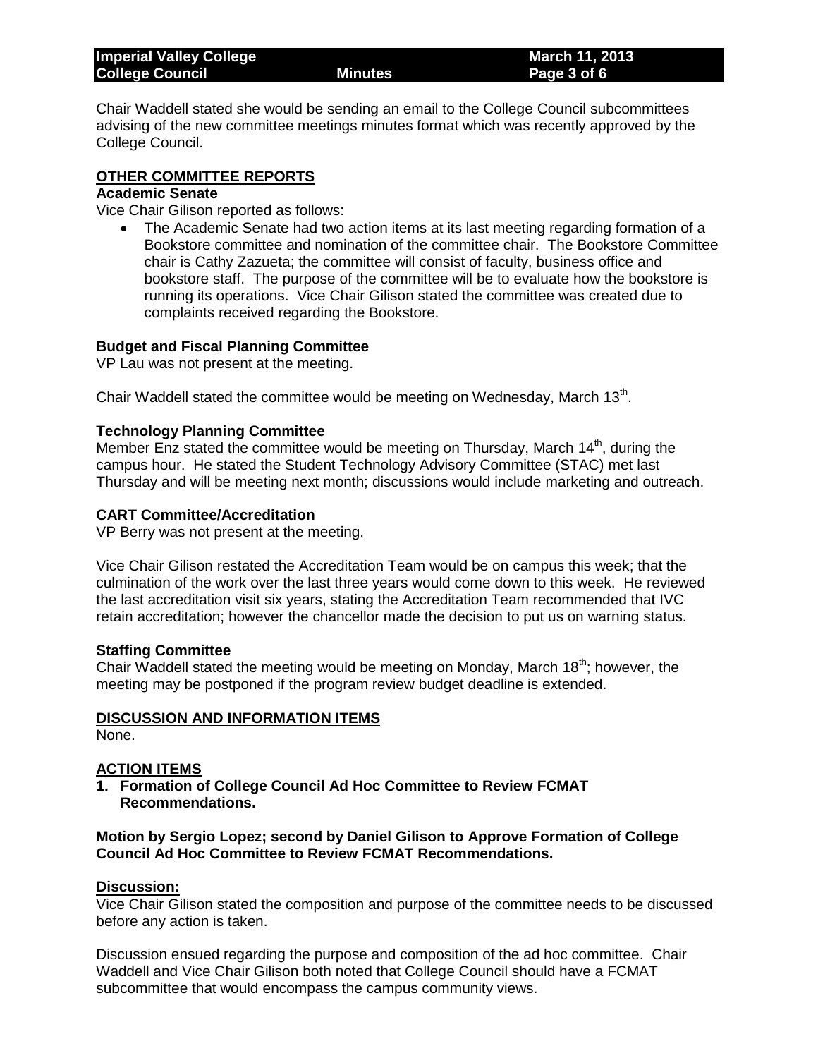Chair Waddell stated she would be sending an email to the College Council subcommittees advising of the new committee meetings minutes format which was recently approved by the College Council.

## OTHER COMMITTEE REPORTS

### Academic Senate

Vice Chair Gilison reported as follows:

- The Academic Senate had two action items at its last meeting regarding formation of a Bookstore committee and nomination of the committee chair. The Bookstore Committee chair is Cathy Zazueta; the committee will consist of faculty, business office and bookstore staff. The purpose of the committee will be to evaluate how the bookstore is running its operations. Vice Chair Gilison stated the committee was created due to complaints received regarding the Bookstore.

### Budget and Fiscal Planning Committee

VP Lau was not present at the meeting.

Chair Waddell stated the committee would be meeting on Wednesday, March 13th.

### Technology Planning Committee

Member Enz stated the committee would be meeting on Thursday, March 14th, during the campus hour. He stated the Student Technology Advisory Committee (STAC) met last Thursday and will be meeting next month; discussions would include marketing and outreach.

### CART Committee/Accreditation

VP Berry was not present at the meeting.

Vice Chair Gilison restated the Accreditation Team would be on campus this week; that the culmination of the work over the last three years would come down to this week. He reviewed the last accreditation visit six years, stating the Accreditation Team recommended that IVC retain accreditation; however the chancellor made the decision to put us on warning status.

### Staffing Committee

Chair Waddell stated the meeting would be meeting on Monday, March 18th; however, the meeting may be postponed if the program review budget deadline is extended.

## DISCUSSION AND INFORMATION ITEMS

None.

## ACTION ITEMS

**1. Formation of College Council Ad Hoc Committee to Review FCMAT Recommendations.**

**Motion by Sergio Lopez; second by Daniel Gilison to Approve Formation of College Council Ad Hoc Committee to Review FCMAT Recommendations.**

**Discussion:**

Vice Chair Gilison stated the composition and purpose of the committee needs to be discussed before any action is taken.

Discussion ensued regarding the purpose and composition of the ad hoc committee. Chair Waddell and Vice Chair Gilison both noted that College Council should have a FCMAT subcommittee that would encompass the campus community views.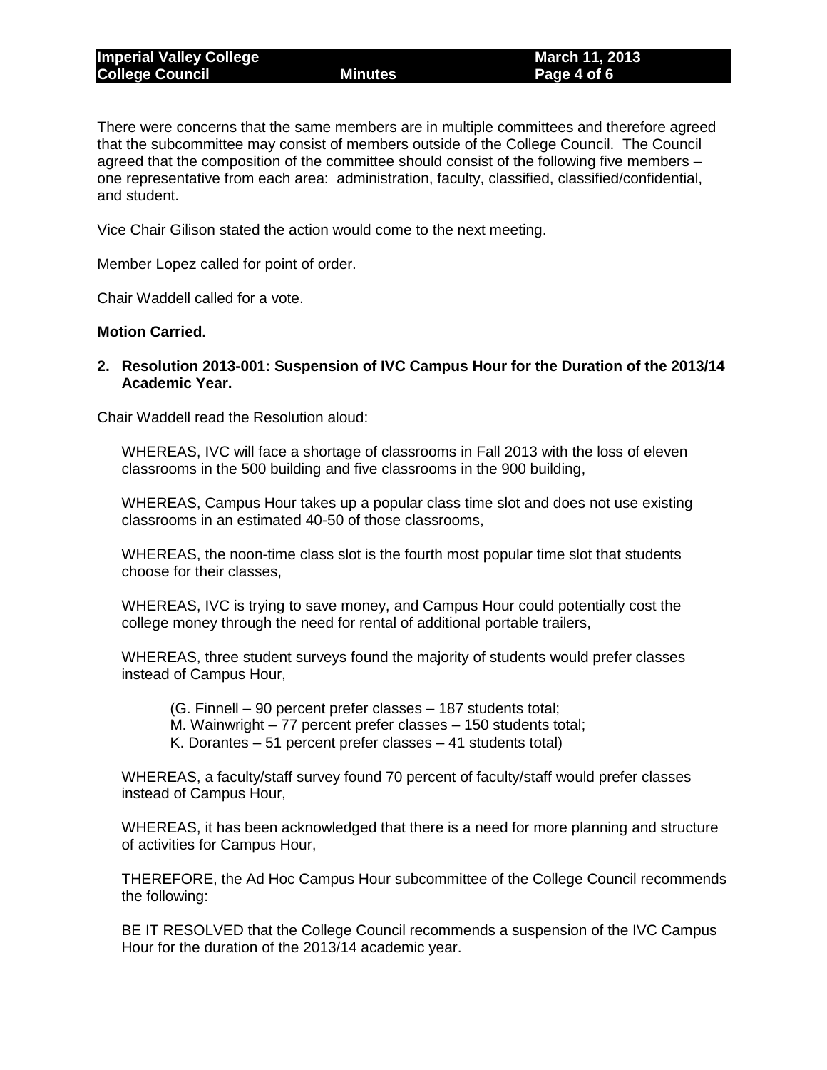There were concerns that the same members are in multiple committees and therefore agreed that the subcommittee may consist of members outside of the College Council. The Council agreed that the composition of the committee should consist of the following five members – one representative from each area: administration, faculty, classified, classified/confidential, and student.

Vice Chair Gilison stated the action would come to the next meeting.

Member Lopez called for point of order.

Chair Waddell called for a vote.

**Motion Carried.**

**2. Resolution 2013-001: Suspension of IVC Campus Hour for the Duration of the 2013/14 Academic Year.**

Chair Waddell read the Resolution aloud:

> WHEREAS, IVC will face a shortage of classrooms in Fall 2013 with the loss of eleven classrooms in the 500 building and five classrooms in the 900 building,
>
> WHEREAS, Campus Hour takes up a popular class time slot and does not use existing classrooms in an estimated 40-50 of those classrooms,
>
> WHEREAS, the noon-time class slot is the fourth most popular time slot that students choose for their classes,
>
> WHEREAS, IVC is trying to save money, and Campus Hour could potentially cost the college money through the need for rental of additional portable trailers,
>
> WHEREAS, three student surveys found the majority of students would prefer classes instead of Campus Hour,
>
> (G. Finnell – 90 percent prefer classes – 187 students total;
> M. Wainwright – 77 percent prefer classes – 150 students total;
> K. Dorantes – 51 percent prefer classes – 41 students total)
>
> WHEREAS, a faculty/staff survey found 70 percent of faculty/staff would prefer classes instead of Campus Hour,
>
> WHEREAS, it has been acknowledged that there is a need for more planning and structure of activities for Campus Hour,
>
> THEREFORE, the Ad Hoc Campus Hour subcommittee of the College Council recommends the following:
>
> BE IT RESOLVED that the College Council recommends a suspension of the IVC Campus Hour for the duration of the 2013/14 academic year.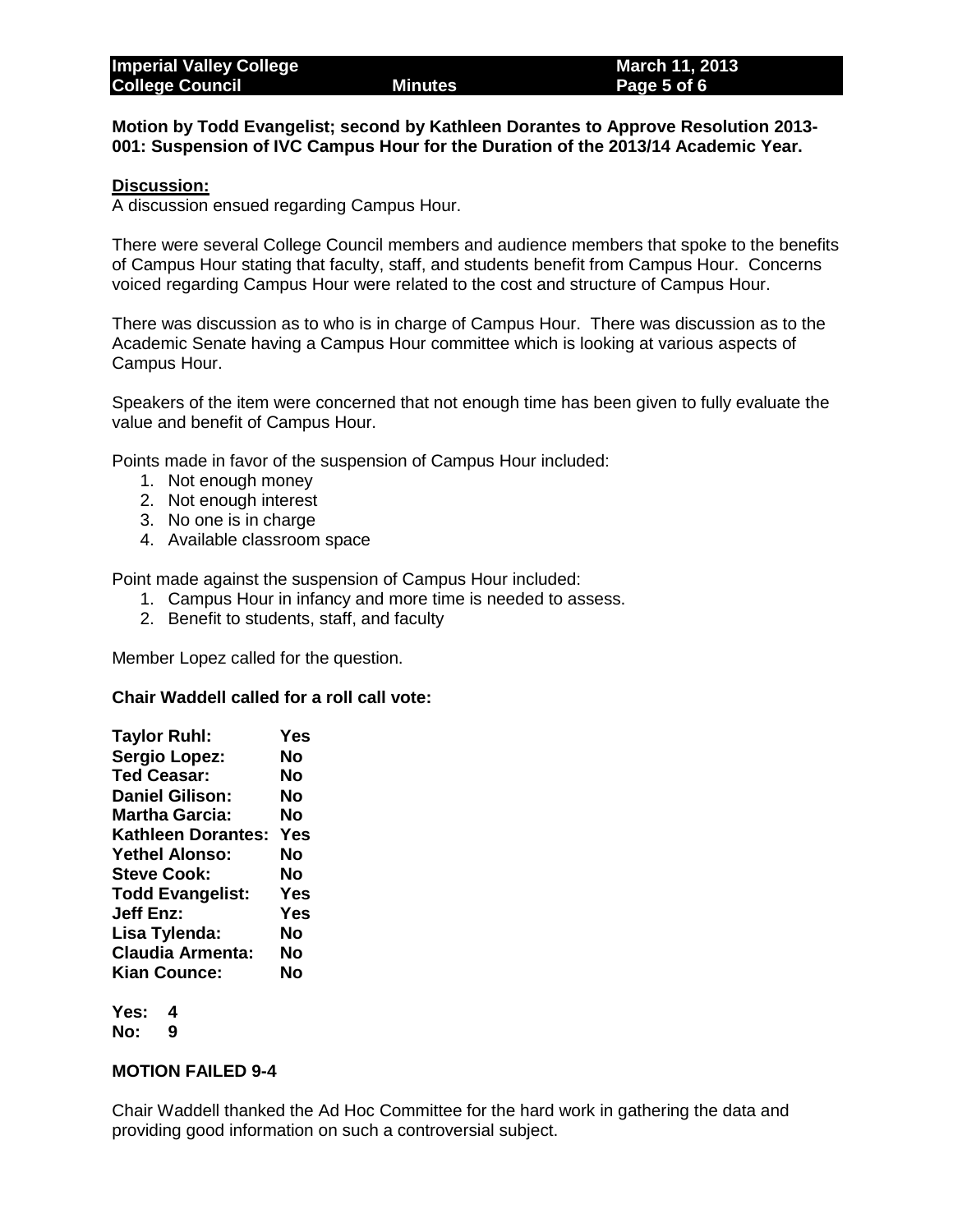**Motion by Todd Evangelist; second by Kathleen Dorantes to Approve Resolution 2013-001: Suspension of IVC Campus Hour for the Duration of the 2013/14 Academic Year.**

**Discussion:**

A discussion ensued regarding Campus Hour.

There were several College Council members and audience members that spoke to the benefits of Campus Hour stating that faculty, staff, and students benefit from Campus Hour. Concerns voiced regarding Campus Hour were related to the cost and structure of Campus Hour.

There was discussion as to who is in charge of Campus Hour. There was discussion as to the Academic Senate having a Campus Hour committee which is looking at various aspects of Campus Hour.

Speakers of the item were concerned that not enough time has been given to fully evaluate the value and benefit of Campus Hour.

Points made in favor of the suspension of Campus Hour included:

1. Not enough money
2. Not enough interest
3. No one is in charge
4. Available classroom space

Point made against the suspension of Campus Hour included:

1. Campus Hour in infancy and more time is needed to assess.
2. Benefit to students, staff, and faculty

Member Lopez called for the question.

**Chair Waddell called for a roll call vote:**

**Taylor Ruhl: Yes**
**Sergio Lopez: No**
**Ted Ceasar: No**
**Daniel Gilison: No**
**Martha Garcia: No**
**Kathleen Dorantes: Yes**
**Yethel Alonso: No**
**Steve Cook: No**
**Todd Evangelist: Yes**
**Jeff Enz: Yes**
**Lisa Tylenda: No**
**Claudia Armenta: No**
**Kian Counce: No**

**Yes: 4**
**No: 9**

**MOTION FAILED 9-4**

Chair Waddell thanked the Ad Hoc Committee for the hard work in gathering the data and providing good information on such a controversial subject.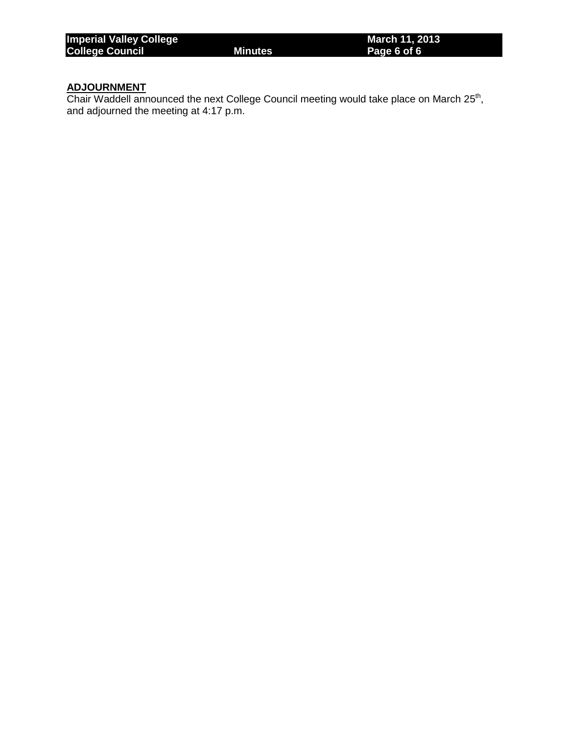**ADJOURNMENT**

Chair Waddell announced the next College Council meeting would take place on March 25th, and adjourned the meeting at 4:17 p.m.